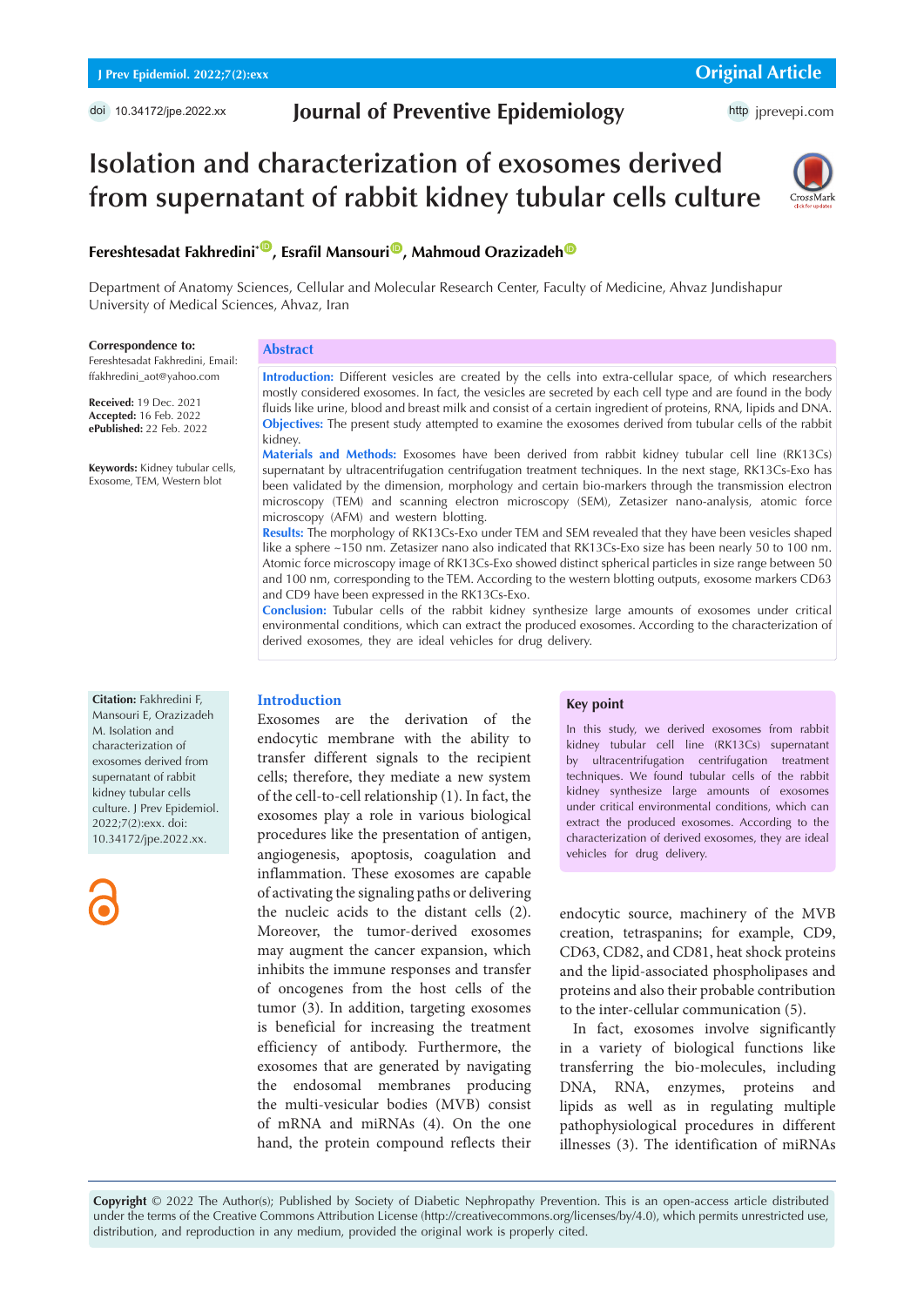Original Article

doi 10.34172/jpe.2022.xx

# Isolation and characterization of exosomes derived from supernatant of rabbit kidney tubular cells culture

**Fereshtesadat Fakhredini**[*], **Esrafil Mansouri**, **Mahmoud Orazizadeh**

Department of Anatomy Sciences, Cellular and Molecular Research Center, Faculty of Medicine, Ahvaz Jundishapur University of Medical Sciences, Ahvaz, Iran

**Correspondence to:** Fereshtesadat Fakhredini, Email: ffakhredini_aot@yahoo.com

**Received:** 19 Dec. 2021
**Accepted:** 16 Feb. 2022
**ePublished:** 22 Feb. 2022

**Keywords:** Kidney tubular cells, Exosome, TEM, Western blot

## Abstract

**Introduction:** Different vesicles are created by the cells into extra-cellular space, of which researchers mostly considered exosomes. In fact, the vesicles are secreted by each cell type and are found in the body fluids like urine, blood and breast milk and consist of a certain ingredient of proteins, RNA, lipids and DNA.

**Objectives:** The present study attempted to examine the exosomes derived from tubular cells of the rabbit kidney.

**Materials and Methods:** Exosomes have been derived from rabbit kidney tubular cell line (RK13Cs) supernatant by ultracentrifugation centrifugation treatment techniques. In the next stage, RK13Cs-Exo has been validated by the dimension, morphology and certain bio-markers through the transmission electron microscopy (TEM) and scanning electron microscopy (SEM), Zetasizer nano-analysis, atomic force microscopy (AFM) and western blotting.

**Results:** The morphology of RK13Cs-Exo under TEM and SEM revealed that they have been vesicles shaped like a sphere ~150 nm. Zetasizer nano also indicated that RK13Cs-Exo size has been nearly 50 to 100 nm. Atomic force microscopy image of RK13Cs-Exo showed distinct spherical particles in size range between 50 and 100 nm, corresponding to the TEM. According to the western blotting outputs, exosome markers CD63 and CD9 have been expressed in the RK13Cs-Exo.

**Conclusion:** Tubular cells of the rabbit kidney synthesize large amounts of exosomes under critical environmental conditions, which can extract the produced exosomes. According to the characterization of derived exosomes, they are ideal vehicles for drug delivery.

**Citation:** Fakhredini F, Mansouri E, Orazizadeh M. Isolation and characterization of exosomes derived from supernatant of rabbit kidney tubular cells culture. J Prev Epidemiol. 2022;7(2):exx. doi: 10.34172/jpe.2022.xx.

### Key point

In this study, we derived exosomes from rabbit kidney tubular cell line (RK13Cs) supernatant by ultracentrifugation centrifugation treatment techniques. We found tubular cells of the rabbit kidney synthesize large amounts of exosomes under critical environmental conditions, which can extract the produced exosomes. According to the characterization of derived exosomes, they are ideal vehicles for drug delivery.

## Introduction

Exosomes are the derivation of the endocytic membrane with the ability to transfer different signals to the recipient cells; therefore, they mediate a new system of the cell-to-cell relationship (1). In fact, the exosomes play a role in various biological procedures like the presentation of antigen, angiogenesis, apoptosis, coagulation and inflammation. These exosomes are capable of activating the signaling paths or delivering the nucleic acids to the distant cells (2). Moreover, the tumor-derived exosomes may augment the cancer expansion, which inhibits the immune responses and transfer of oncogenes from the host cells of the tumor (3). In addition, targeting exosomes is beneficial for increasing the treatment efficiency of antibody. Furthermore, the exosomes that are generated by navigating the endosomal membranes producing the multi-vesicular bodies (MVB) consist of mRNA and miRNAs (4). On the one hand, the protein compound reflects their endocytic source, machinery of the MVB creation, tetraspanins; for example, CD9, CD63, CD82, and CD81, heat shock proteins and the lipid-associated phospholipases and proteins and also their probable contribution to the inter-cellular communication (5).

In fact, exosomes involve significantly in a variety of biological functions like transferring the bio-molecules, including DNA, RNA, enzymes, proteins and lipids as well as in regulating multiple pathophysiological procedures in different illnesses (3). The identification of miRNAs

**Copyright** © 2022 The Author(s); Published by Society of Diabetic Nephropathy Prevention. This is an open-access article distributed under the terms of the Creative Commons Attribution License (http://creativecommons.org/licenses/by/4.0), which permits unrestricted use, distribution, and reproduction in any medium, provided the original work is properly cited.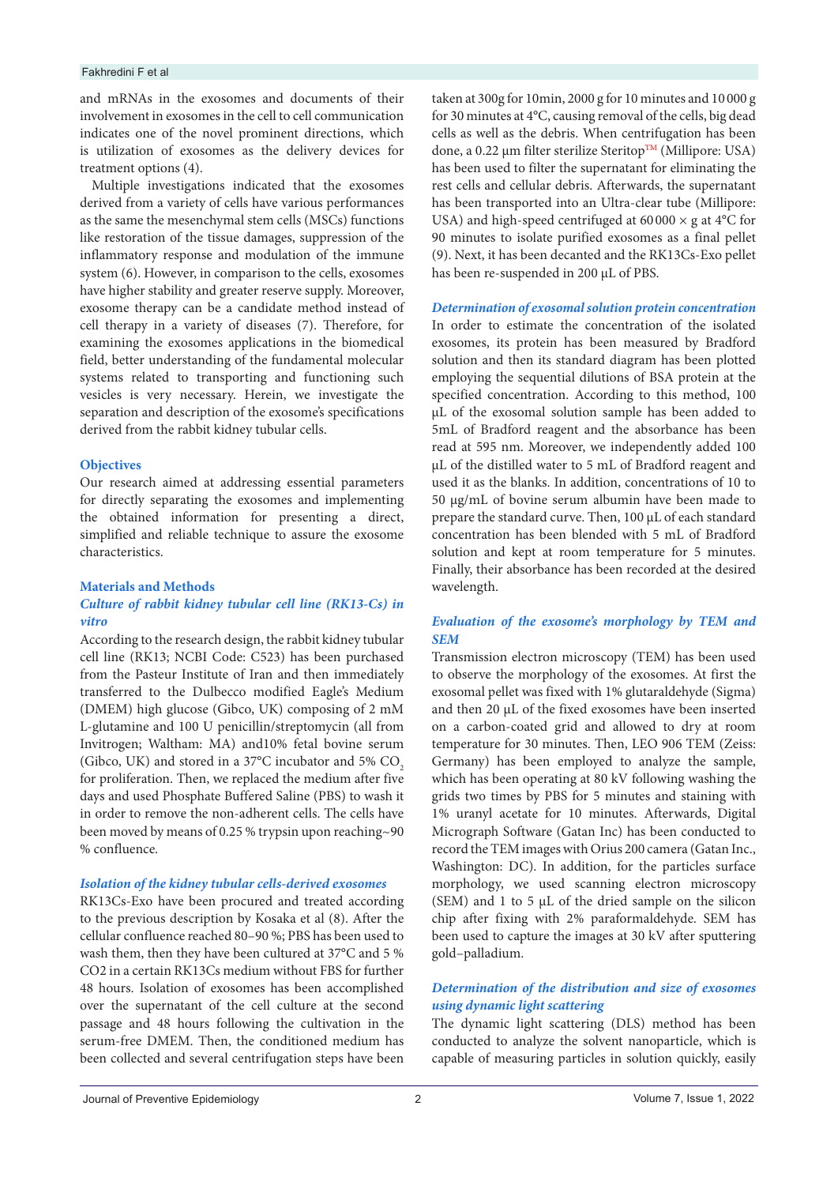and mRNAs in the exosomes and documents of their involvement in exosomes in the cell to cell communication indicates one of the novel prominent directions, which is utilization of exosomes as the delivery devices for treatment options (4).

Multiple investigations indicated that the exosomes derived from a variety of cells have various performances as the same the mesenchymal stem cells (MSCs) functions like restoration of the tissue damages, suppression of the inflammatory response and modulation of the immune system (6). However, in comparison to the cells, exosomes have higher stability and greater reserve supply. Moreover, exosome therapy can be a candidate method instead of cell therapy in a variety of diseases (7). Therefore, for examining the exosomes applications in the biomedical field, better understanding of the fundamental molecular systems related to transporting and functioning such vesicles is very necessary. Herein, we investigate the separation and description of the exosome's specifications derived from the rabbit kidney tubular cells.

## Objectives

Our research aimed at addressing essential parameters for directly separating the exosomes and implementing the obtained information for presenting a direct, simplified and reliable technique to assure the exosome characteristics.

## Materials and Methods

### *Culture of rabbit kidney tubular cell line (RK13-Cs) in vitro*

According to the research design, the rabbit kidney tubular cell line (RK13; NCBI Code: C523) has been purchased from the Pasteur Institute of Iran and then immediately transferred to the Dulbecco modified Eagle's Medium (DMEM) high glucose (Gibco, UK) composing of 2 mM L-glutamine and 100 U penicillin/streptomycin (all from Invitrogen; Waltham: MA) and10% fetal bovine serum (Gibco, UK) and stored in a 37°C incubator and 5% $CO_2$ for proliferation. Then, we replaced the medium after five days and used Phosphate Buffered Saline (PBS) to wash it in order to remove the non-adherent cells. The cells have been moved by means of 0.25 % trypsin upon reaching~90 % confluence.

### *Isolation of the kidney tubular cells-derived exosomes*

RK13Cs-Exo have been procured and treated according to the previous description by Kosaka et al (8). After the cellular confluence reached 80–90 %; PBS has been used to wash them, then they have been cultured at 37°C and 5 % $CO_2$ in a certain RK13Cs medium without FBS for further 48 hours. Isolation of exosomes has been accomplished over the supernatant of the cell culture at the second passage and 48 hours following the cultivation in the serum-free DMEM. Then, the conditioned medium has been collected and several centrifugation steps have been taken at 300g for 10min, 2000 g for 10 minutes and 10 000 g for 30 minutes at 4°C, causing removal of the cells, big dead cells as well as the debris. When centrifugation has been done, a 0.22 µm filter sterilize Steritop™ (Millipore: USA) has been used to filter the supernatant for eliminating the rest cells and cellular debris. Afterwards, the supernatant has been transported into an Ultra-clear tube (Millipore: USA) and high-speed centrifuged at 60 000 × g at 4°C for 90 minutes to isolate purified exosomes as a final pellet (9). Next, it has been decanted and the RK13Cs-Exo pellet has been re-suspended in 200 µL of PBS.

### *Determination of exosomal solution protein concentration*

In order to estimate the concentration of the isolated exosomes, its protein has been measured by Bradford solution and then its standard diagram has been plotted employing the sequential dilutions of BSA protein at the specified concentration. According to this method, 100 µL of the exosomal solution sample has been added to 5mL of Bradford reagent and the absorbance has been read at 595 nm. Moreover, we independently added 100 µL of the distilled water to 5 mL of Bradford reagent and used it as the blanks. In addition, concentrations of 10 to 50 µg/mL of bovine serum albumin have been made to prepare the standard curve. Then, 100 µL of each standard concentration has been blended with 5 mL of Bradford solution and kept at room temperature for 5 minutes. Finally, their absorbance has been recorded at the desired wavelength.

### *Evaluation of the exosome's morphology by TEM and SEM*

Transmission electron microscopy (TEM) has been used to observe the morphology of the exosomes. At first the exosomal pellet was fixed with 1% glutaraldehyde (Sigma) and then 20 µL of the fixed exosomes have been inserted on a carbon-coated grid and allowed to dry at room temperature for 30 minutes. Then, LEO 906 TEM (Zeiss: Germany) has been employed to analyze the sample, which has been operating at 80 kV following washing the grids two times by PBS for 5 minutes and staining with 1% uranyl acetate for 10 minutes. Afterwards, Digital Micrograph Software (Gatan Inc) has been conducted to record the TEM images with Orius 200 camera (Gatan Inc., Washington: DC). In addition, for the particles surface morphology, we used scanning electron microscopy (SEM) and 1 to 5 µL of the dried sample on the silicon chip after fixing with 2% paraformaldehyde. SEM has been used to capture the images at 30 kV after sputtering gold–palladium.

### *Determination of the distribution and size of exosomes using dynamic light scattering*

The dynamic light scattering (DLS) method has been conducted to analyze the solvent nanoparticle, which is capable of measuring particles in solution quickly, easily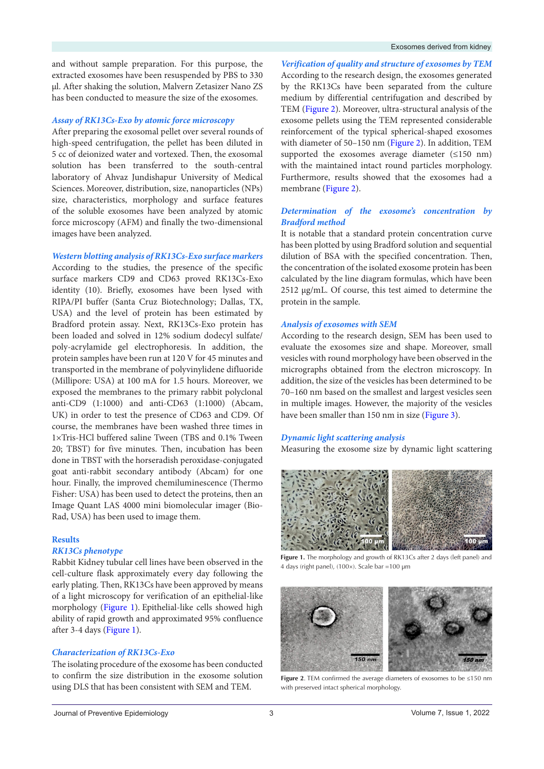and without sample preparation. For this purpose, the extracted exosomes have been resuspended by PBS to 330 µl. After shaking the solution, Malvern Zetasizer Nano ZS has been conducted to measure the size of the exosomes.

### *Assay of RK13Cs-Exo by atomic force microscopy*

After preparing the exosomal pellet over several rounds of high-speed centrifugation, the pellet has been diluted in 5 cc of deionized water and vortexed. Then, the exosomal solution has been transferred to the south-central laboratory of Ahvaz Jundishapur University of Medical Sciences. Moreover, distribution, size, nanoparticles (NPs) size, characteristics, morphology and surface features of the soluble exosomes have been analyzed by atomic force microscopy (AFM) and finally the two-dimensional images have been analyzed.

### *Western blotting analysis of RK13Cs-Exo surface markers*

According to the studies, the presence of the specific surface markers CD9 and CD63 proved RK13Cs-Exo identity (10). Briefly, exosomes have been lysed with RIPA/PI buffer (Santa Cruz Biotechnology; Dallas, TX, USA) and the level of protein has been estimated by Bradford protein assay. Next, RK13Cs-Exo protein has been loaded and solved in 12% sodium dodecyl sulfate/poly-acrylamide gel electrophoresis. In addition, the protein samples have been run at 120 V for 45 minutes and transported in the membrane of polyvinylidene difluoride (Millipore: USA) at 100 mA for 1.5 hours. Moreover, we exposed the membranes to the primary rabbit polyclonal anti-CD9 (1:1000) and anti-CD63 (1:1000) (Abcam, UK) in order to test the presence of CD63 and CD9. Of course, the membranes have been washed three times in 1×Tris-HCl buffered saline Tween (TBS and 0.1% Tween 20; TBST) for five minutes. Then, incubation has been done in TBST with the horseradish peroxidase-conjugated goat anti-rabbit secondary antibody (Abcam) for one hour. Finally, the improved chemiluminescence (Thermo Fisher: USA) has been used to detect the proteins, then an Image Quant LAS 4000 mini biomolecular imager (Bio-Rad, USA) has been used to image them.

## Results

### *RK13Cs phenotype*

Rabbit Kidney tubular cell lines have been observed in the cell-culture flask approximately every day following the early plating. Then, RK13Cs have been approved by means of a light microscopy for verification of an epithelial-like morphology (Figure 1). Epithelial-like cells showed high ability of rapid growth and approximated 95% confluence after 3-4 days (Figure 1).

### *Characterization of RK13Cs-Exo*

The isolating procedure of the exosome has been conducted to confirm the size distribution in the exosome solution using DLS that has been consistent with SEM and TEM.

### *Verification of quality and structure of exosomes by TEM*

According to the research design, the exosomes generated by the RK13Cs have been separated from the culture medium by differential centrifugation and described by TEM (Figure 2). Moreover, ultra-structural analysis of the exosome pellets using the TEM represented considerable reinforcement of the typical spherical-shaped exosomes with diameter of 50–150 nm (Figure 2). In addition, TEM supported the exosomes average diameter (≤150 nm) with the maintained intact round particles morphology. Furthermore, results showed that the exosomes had a membrane (Figure 2).

### *Determination of the exosome's concentration by Bradford method*

It is notable that a standard protein concentration curve has been plotted by using Bradford solution and sequential dilution of BSA with the specified concentration. Then, the concentration of the isolated exosome protein has been calculated by the line diagram formulas, which have been 2512 µg/mL. Of course, this test aimed to determine the protein in the sample.

### *Analysis of exosomes with SEM*

According to the research design, SEM has been used to evaluate the exosomes size and shape. Moreover, small vesicles with round morphology have been observed in the micrographs obtained from the electron microscopy. In addition, the size of the vesicles has been determined to be 70–160 nm based on the smallest and largest vesicles seen in multiple images. However, the majority of the vesicles have been smaller than 150 nm in size (Figure 3).

### *Dynamic light scattering analysis*

Measuring the exosome size by dynamic light scattering

**Figure 1.** The morphology and growth of RK13Cs after 2 days (left panel) and 4 days (right panel), (100×). Scale bar =100 µm

**Figure 2.** TEM confirmed the average diameters of exosomes to be ≤150 nm with preserved intact spherical morphology.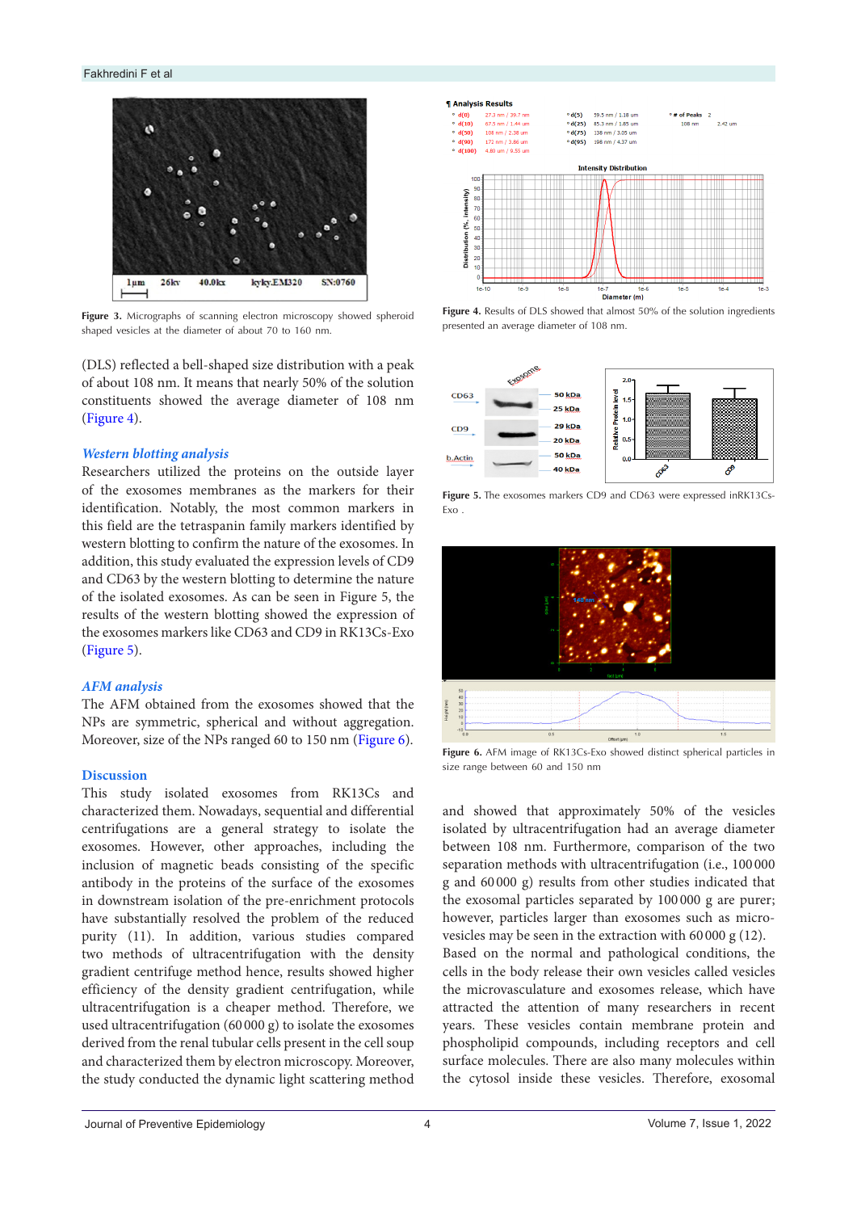Figure 3. Micrographs of scanning electron microscopy showed spheroid shaped vesicles at the diameter of about 70 to 160 nm.

Figure 4. Results of DLS showed that almost 50% of the solution ingredients presented an average diameter of 108 nm.

(DLS) reflected a bell-shaped size distribution with a peak of about 108 nm. It means that nearly 50% of the solution constituents showed the average diameter of 108 nm (Figure 4).

### *Western blotting analysis*

Researchers utilized the proteins on the outside layer of the exosomes membranes as the markers for their identification. Notably, the most common markers in this field are the tetraspanin family markers identified by western blotting to confirm the nature of the exosomes. In addition, this study evaluated the expression levels of CD9 and CD63 by the western blotting to determine the nature of the isolated exosomes. As can be seen in Figure 5, the results of the western blotting showed the expression of the exosomes markers like CD63 and CD9 in RK13Cs-Exo (Figure 5).

Figure 5. The exosomes markers CD9 and CD63 were expressed inRK13Cs-Exo .

### *AFM analysis*

The AFM obtained from the exosomes showed that the NPs are symmetric, spherical and without aggregation. Moreover, size of the NPs ranged 60 to 150 nm (Figure 6).

Figure 6. AFM image of RK13Cs-Exo showed distinct spherical particles in size range between 60 and 150 nm

## Discussion

This study isolated exosomes from RK13Cs and characterized them. Nowadays, sequential and differential centrifugations are a general strategy to isolate the exosomes. However, other approaches, including the inclusion of magnetic beads consisting of the specific antibody in the proteins of the surface of the exosomes in downstream isolation of the pre-enrichment protocols have substantially resolved the problem of the reduced purity (11). In addition, various studies compared two methods of ultracentrifugation with the density gradient centrifuge method hence, results showed higher efficiency of the density gradient centrifugation, while ultracentrifugation is a cheaper method. Therefore, we used ultracentrifugation (60 000 g) to isolate the exosomes derived from the renal tubular cells present in the cell soup and characterized them by electron microscopy. Moreover, the study conducted the dynamic light scattering method and showed that approximately 50% of the vesicles isolated by ultracentrifugation had an average diameter between 108 nm. Furthermore, comparison of the two separation methods with ultracentrifugation (i.e., 100 000 g and 60 000 g) results from other studies indicated that the exosomal particles separated by 100 000 g are purer; however, particles larger than exosomes such as micro-vesicles may be seen in the extraction with 60 000 g (12). Based on the normal and pathological conditions, the cells in the body release their own vesicles called vesicles the microvasculature and exosomes release, which have attracted the attention of many researchers in recent years. These vesicles contain membrane protein and phospholipid compounds, including receptors and cell surface molecules. There are also many molecules within the cytosol inside these vesicles. Therefore, exosomal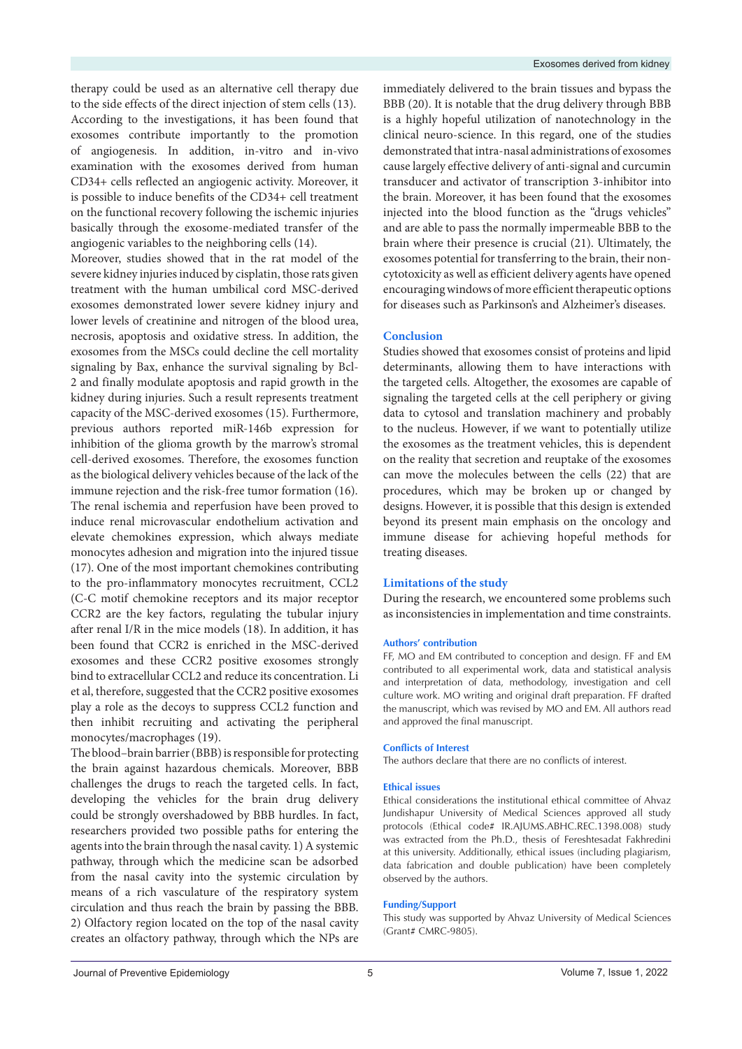therapy could be used as an alternative cell therapy due to the side effects of the direct injection of stem cells (13). According to the investigations, it has been found that exosomes contribute importantly to the promotion of angiogenesis. In addition, in-vitro and in-vivo examination with the exosomes derived from human CD34+ cells reflected an angiogenic activity. Moreover, it is possible to induce benefits of the CD34+ cell treatment on the functional recovery following the ischemic injuries basically through the exosome-mediated transfer of the angiogenic variables to the neighboring cells (14).

Moreover, studies showed that in the rat model of the severe kidney injuries induced by cisplatin, those rats given treatment with the human umbilical cord MSC-derived exosomes demonstrated lower severe kidney injury and lower levels of creatinine and nitrogen of the blood urea, necrosis, apoptosis and oxidative stress. In addition, the exosomes from the MSCs could decline the cell mortality signaling by Bax, enhance the survival signaling by Bcl-2 and finally modulate apoptosis and rapid growth in the kidney during injuries. Such a result represents treatment capacity of the MSC-derived exosomes (15). Furthermore, previous authors reported miR-146b expression for inhibition of the glioma growth by the marrow's stromal cell-derived exosomes. Therefore, the exosomes function as the biological delivery vehicles because of the lack of the immune rejection and the risk-free tumor formation (16). The renal ischemia and reperfusion have been proved to induce renal microvascular endothelium activation and elevate chemokines expression, which always mediate monocytes adhesion and migration into the injured tissue (17). One of the most important chemokines contributing to the pro-inflammatory monocytes recruitment, CCL2 (C-C motif chemokine receptors and its major receptor CCR2 are the key factors, regulating the tubular injury after renal I/R in the mice models (18). In addition, it has been found that CCR2 is enriched in the MSC-derived exosomes and these CCR2 positive exosomes strongly bind to extracellular CCL2 and reduce its concentration. Li et al, therefore, suggested that the CCR2 positive exosomes play a role as the decoys to suppress CCL2 function and then inhibit recruiting and activating the peripheral monocytes/macrophages (19).

The blood–brain barrier (BBB) is responsible for protecting the brain against hazardous chemicals. Moreover, BBB challenges the drugs to reach the targeted cells. In fact, developing the vehicles for the brain drug delivery could be strongly overshadowed by BBB hurdles. In fact, researchers provided two possible paths for entering the agents into the brain through the nasal cavity. 1) A systemic pathway, through which the medicine scan be adsorbed from the nasal cavity into the systemic circulation by means of a rich vasculature of the respiratory system circulation and thus reach the brain by passing the BBB. 2) Olfactory region located on the top of the nasal cavity creates an olfactory pathway, through which the NPs are immediately delivered to the brain tissues and bypass the BBB (20). It is notable that the drug delivery through BBB is a highly hopeful utilization of nanotechnology in the clinical neuro-science. In this regard, one of the studies demonstrated that intra-nasal administrations of exosomes cause largely effective delivery of anti-signal and curcumin transducer and activator of transcription 3-inhibitor into the brain. Moreover, it has been found that the exosomes injected into the blood function as the "drugs vehicles" and are able to pass the normally impermeable BBB to the brain where their presence is crucial (21). Ultimately, the exosomes potential for transferring to the brain, their non-cytotoxicity as well as efficient delivery agents have opened encouraging windows of more efficient therapeutic options for diseases such as Parkinson's and Alzheimer's diseases.

## Conclusion

Studies showed that exosomes consist of proteins and lipid determinants, allowing them to have interactions with the targeted cells. Altogether, the exosomes are capable of signaling the targeted cells at the cell periphery or giving data to cytosol and translation machinery and probably to the nucleus. However, if we want to potentially utilize the exosomes as the treatment vehicles, this is dependent on the reality that secretion and reuptake of the exosomes can move the molecules between the cells (22) that are procedures, which may be broken up or changed by designs. However, it is possible that this design is extended beyond its present main emphasis on the oncology and immune disease for achieving hopeful methods for treating diseases.

## Limitations of the study

During the research, we encountered some problems such as inconsistencies in implementation and time constraints.

### Authors' contribution

FF, MO and EM contributed to conception and design. FF and EM contributed to all experimental work, data and statistical analysis and interpretation of data, methodology, investigation and cell culture work. MO writing and original draft preparation. FF drafted the manuscript, which was revised by MO and EM. All authors read and approved the final manuscript.

### Conflicts of Interest

The authors declare that there are no conflicts of interest.

### Ethical issues

Ethical considerations the institutional ethical committee of Ahvaz Jundishapur University of Medical Sciences approved all study protocols (Ethical code# IR.AJUMS.ABHC.REC.1398.008) study was extracted from the Ph.D., thesis of Fereshtesadat Fakhredini at this university. Additionally, ethical issues (including plagiarism, data fabrication and double publication) have been completely observed by the authors.

### Funding/Support

This study was supported by Ahvaz University of Medical Sciences (Grant# CMRC-9805).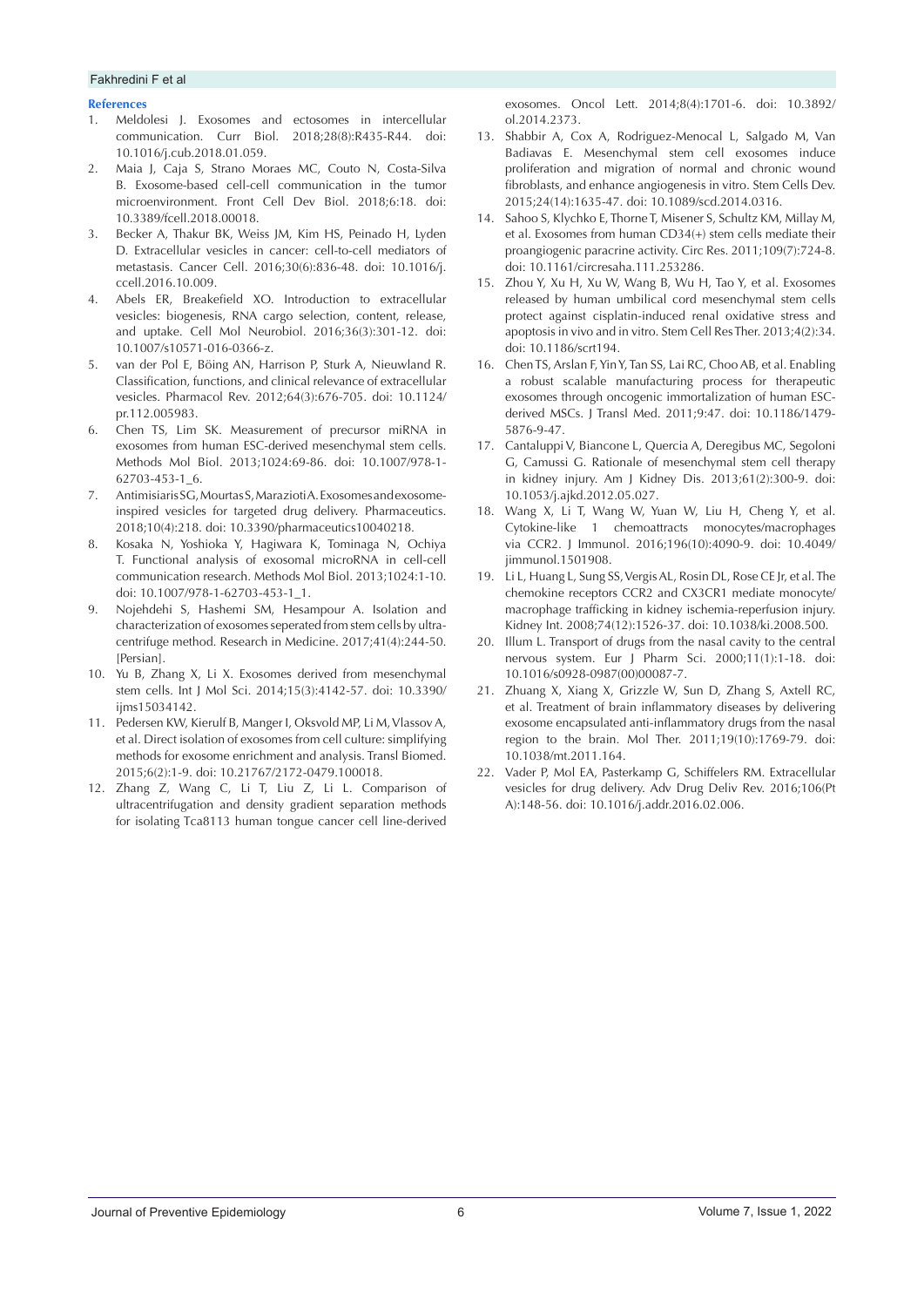## References

1. Meldolesi J. Exosomes and ectosomes in intercellular communication. Curr Biol. 2018;28(8):R435-R44. doi: 10.1016/j.cub.2018.01.059.
2. Maia J, Caja S, Strano Moraes MC, Couto N, Costa-Silva B. Exosome-based cell-cell communication in the tumor microenvironment. Front Cell Dev Biol. 2018;6:18. doi: 10.3389/fcell.2018.00018.
3. Becker A, Thakur BK, Weiss JM, Kim HS, Peinado H, Lyden D. Extracellular vesicles in cancer: cell-to-cell mediators of metastasis. Cancer Cell. 2016;30(6):836-48. doi: 10.1016/j.ccell.2016.10.009.
4. Abels ER, Breakefield XO. Introduction to extracellular vesicles: biogenesis, RNA cargo selection, content, release, and uptake. Cell Mol Neurobiol. 2016;36(3):301-12. doi: 10.1007/s10571-016-0366-z.
5. van der Pol E, Böing AN, Harrison P, Sturk A, Nieuwland R. Classification, functions, and clinical relevance of extracellular vesicles. Pharmacol Rev. 2012;64(3):676-705. doi: 10.1124/pr.112.005983.
6. Chen TS, Lim SK. Measurement of precursor miRNA in exosomes from human ESC-derived mesenchymal stem cells. Methods Mol Biol. 2013;1024:69-86. doi: 10.1007/978-1-62703-453-1_6.
7. Antimisiaris SG, Mourtas S, Marazioti A. Exosomes and exosome-inspired vesicles for targeted drug delivery. Pharmaceutics. 2018;10(4):218. doi: 10.3390/pharmaceutics10040218.
8. Kosaka N, Yoshioka Y, Hagiwara K, Tominaga N, Ochiya T. Functional analysis of exosomal microRNA in cell-cell communication research. Methods Mol Biol. 2013;1024:1-10. doi: 10.1007/978-1-62703-453-1_1.
9. Nojehdehi S, Hashemi SM, Hesampour A. Isolation and characterization of exosomes seperated from stem cells by ultra-centrifuge method. Research in Medicine. 2017;41(4):244-50. [Persian].
10. Yu B, Zhang X, Li X. Exosomes derived from mesenchymal stem cells. Int J Mol Sci. 2014;15(3):4142-57. doi: 10.3390/ijms15034142.
11. Pedersen KW, Kierulf B, Manger I, Oksvold MP, Li M, Vlassov A, et al. Direct isolation of exosomes from cell culture: simplifying methods for exosome enrichment and analysis. Transl Biomed. 2015;6(2):1-9. doi: 10.21767/2172-0479.100018.
12. Zhang Z, Wang C, Li T, Liu Z, Li L. Comparison of ultracentrifugation and density gradient separation methods for isolating Tca8113 human tongue cancer cell line-derived exosomes. Oncol Lett. 2014;8(4):1701-6. doi: 10.3892/ol.2014.2373.
13. Shabbir A, Cox A, Rodriguez-Menocal L, Salgado M, Van Badiavas E. Mesenchymal stem cell exosomes induce proliferation and migration of normal and chronic wound fibroblasts, and enhance angiogenesis in vitro. Stem Cells Dev. 2015;24(14):1635-47. doi: 10.1089/scd.2014.0316.
14. Sahoo S, Klychko E, Thorne T, Misener S, Schultz KM, Millay M, et al. Exosomes from human CD34(+) stem cells mediate their proangiogenic paracrine activity. Circ Res. 2011;109(7):724-8. doi: 10.1161/circresaha.111.253286.
15. Zhou Y, Xu H, Xu W, Wang B, Wu H, Tao Y, et al. Exosomes released by human umbilical cord mesenchymal stem cells protect against cisplatin-induced renal oxidative stress and apoptosis in vivo and in vitro. Stem Cell Res Ther. 2013;4(2):34. doi: 10.1186/scrt194.
16. Chen TS, Arslan F, Yin Y, Tan SS, Lai RC, Choo AB, et al. Enabling a robust scalable manufacturing process for therapeutic exosomes through oncogenic immortalization of human ESC-derived MSCs. J Transl Med. 2011;9:47. doi: 10.1186/1479-5876-9-47.
17. Cantaluppi V, Biancone L, Quercia A, Deregibus MC, Segoloni G, Camussi G. Rationale of mesenchymal stem cell therapy in kidney injury. Am J Kidney Dis. 2013;61(2):300-9. doi: 10.1053/j.ajkd.2012.05.027.
18. Wang X, Li T, Wang W, Yuan W, Liu H, Cheng Y, et al. Cytokine-like 1 chemoattracts monocytes/macrophages via CCR2. J Immunol. 2016;196(10):4090-9. doi: 10.4049/jimmunol.1501908.
19. Li L, Huang L, Sung SS, Vergis AL, Rosin DL, Rose CE Jr, et al. The chemokine receptors CCR2 and CX3CR1 mediate monocyte/macrophage trafficking in kidney ischemia-reperfusion injury. Kidney Int. 2008;74(12):1526-37. doi: 10.1038/ki.2008.500.
20. Illum L. Transport of drugs from the nasal cavity to the central nervous system. Eur J Pharm Sci. 2000;11(1):1-18. doi: 10.1016/s0928-0987(00)00087-7.
21. Zhuang X, Xiang X, Grizzle W, Sun D, Zhang S, Axtell RC, et al. Treatment of brain inflammatory diseases by delivering exosome encapsulated anti-inflammatory drugs from the nasal region to the brain. Mol Ther. 2011;19(10):1769-79. doi: 10.1038/mt.2011.164.
22. Vader P, Mol EA, Pasterkamp G, Schiffelers RM. Extracellular vesicles for drug delivery. Adv Drug Deliv Rev. 2016;106(Pt A):148-56. doi: 10.1016/j.addr.2016.02.006.